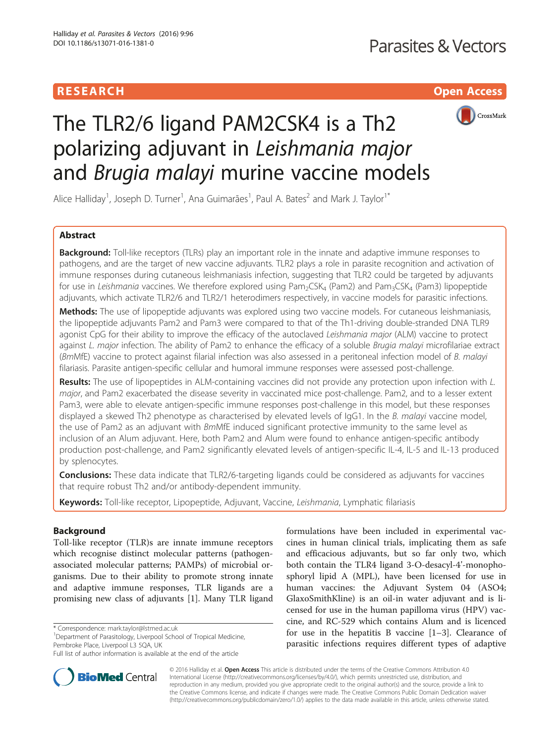RESEARCH Open Access

# The TLR2/6 ligand PAM2CSK4 is a Th2 polarizing adjuvant in *Leishmania major* and *Brugia malayi* murine vaccine models

Alice Halliday[1], Joseph D. Turner[1], Ana Guimarães[1], Paul A. Bates[2] and Mark J. Taylor[1*]

## Abstract

**Background:** Toll-like receptors (TLRs) play an important role in the innate and adaptive immune responses to pathogens, and are the target of new vaccine adjuvants. TLR2 plays a role in parasite recognition and activation of immune responses during cutaneous leishmaniasis infection, suggesting that TLR2 could be targeted by adjuvants for use in *Leishmania* vaccines. We therefore explored using $Pam_2CSK_4$ (Pam2) and $Pam_3CSK_4$ (Pam3) lipopeptide adjuvants, which activate TLR2/6 and TLR2/1 heterodimers respectively, in vaccine models for parasitic infections.

**Methods:** The use of lipopeptide adjuvants was explored using two vaccine models. For cutaneous leishmaniasis, the lipopeptide adjuvants Pam2 and Pam3 were compared to that of the Th1-driving double-stranded DNA TLR9 agonist CpG for their ability to improve the efficacy of the autoclaved *Leishmania major* (ALM) vaccine to protect against *L. major* infection. The ability of Pam2 to enhance the efficacy of a soluble *Brugia malayi* microfilariae extract (*Bm*MfE) vaccine to protect against filarial infection was also assessed in a peritoneal infection model of *B. malayi* filariasis. Parasite antigen-specific cellular and humoral immune responses were assessed post-challenge.

**Results:** The use of lipopeptides in ALM-containing vaccines did not provide any protection upon infection with *L. major*, and Pam2 exacerbated the disease severity in vaccinated mice post-challenge. Pam2, and to a lesser extent Pam3, were able to elevate antigen-specific immune responses post-challenge in this model, but these responses displayed a skewed Th2 phenotype as characterised by elevated levels of IgG1. In the *B. malayi* vaccine model, the use of Pam2 as an adjuvant with *Bm*MfE induced significant protective immunity to the same level as inclusion of an Alum adjuvant. Here, both Pam2 and Alum were found to enhance antigen-specific antibody production post-challenge, and Pam2 significantly elevated levels of antigen-specific IL-4, IL-5 and IL-13 produced by splenocytes.

**Conclusions:** These data indicate that TLR2/6-targeting ligands could be considered as adjuvants for vaccines that require robust Th2 and/or antibody-dependent immunity.

**Keywords:** Toll-like receptor, Lipopeptide, Adjuvant, Vaccine, *Leishmania*, Lymphatic filariasis

## Background

Toll-like receptor (TLR)s are innate immune receptors which recognise distinct molecular patterns (pathogen-associated molecular patterns; PAMPs) of microbial organisms. Due to their ability to promote strong innate and adaptive immune responses, TLR ligands are a promising new class of adjuvants [1]. Many TLR ligand formulations have been included in experimental vaccines in human clinical trials, implicating them as safe and efficacious adjuvants, but so far only two, which both contain the TLR4 ligand 3-O-desacyl-4'-monophosphoryl lipid A (MPL), have been licensed for use in human vaccines: the Adjuvant System 04 (ASO4; GlaxoSmithKline) is an oil-in water adjuvant and is licensed for use in the human papilloma virus (HPV) vaccine, and RC-529 which contains Alum and is licenced for use in the hepatitis B vaccine [1–3]. Clearance of parasitic infections requires different types of adaptive

\* Correspondence: mark.taylor@lstmed.ac.uk
[1]Department of Parasitology, Liverpool School of Tropical Medicine, Pembroke Place, Liverpool L3 5QA, UK
Full list of author information is available at the end of the article

© 2016 Halliday et al. **Open Access** This article is distributed under the terms of the Creative Commons Attribution 4.0 International License (http://creativecommons.org/licenses/by/4.0/), which permits unrestricted use, distribution, and reproduction in any medium, provided you give appropriate credit to the original author(s) and the source, provide a link to the Creative Commons license, and indicate if changes were made. The Creative Commons Public Domain Dedication waiver (http://creativecommons.org/publicdomain/zero/1.0/) applies to the data made available in this article, unless otherwise stated.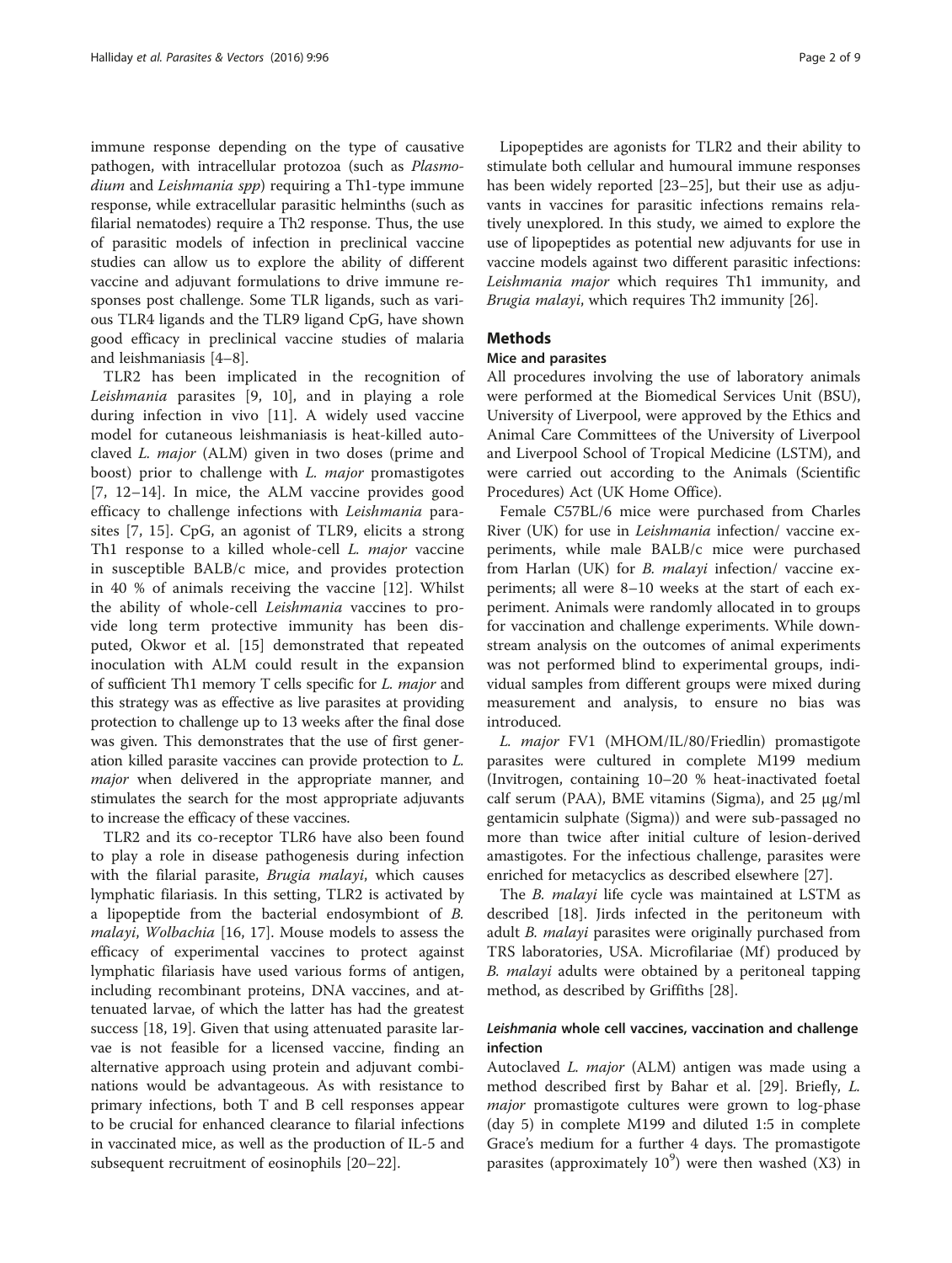immune response depending on the type of causative pathogen, with intracellular protozoa (such as *Plasmodium* and *Leishmania spp*) requiring a Th1-type immune response, while extracellular parasitic helminths (such as filarial nematodes) require a Th2 response. Thus, the use of parasitic models of infection in preclinical vaccine studies can allow us to explore the ability of different vaccine and adjuvant formulations to drive immune responses post challenge. Some TLR ligands, such as various TLR4 ligands and the TLR9 ligand CpG, have shown good efficacy in preclinical vaccine studies of malaria and leishmaniasis [4–8].

TLR2 has been implicated in the recognition of *Leishmania* parasites [9, 10], and in playing a role during infection in vivo [11]. A widely used vaccine model for cutaneous leishmaniasis is heat-killed autoclaved *L. major* (ALM) given in two doses (prime and boost) prior to challenge with *L. major* promastigotes [7, 12–14]. In mice, the ALM vaccine provides good efficacy to challenge infections with *Leishmania* parasites [7, 15]. CpG, an agonist of TLR9, elicits a strong Th1 response to a killed whole-cell *L. major* vaccine in susceptible BALB/c mice, and provides protection in 40 % of animals receiving the vaccine [12]. Whilst the ability of whole-cell *Leishmania* vaccines to provide long term protective immunity has been disputed, Okwor et al. [15] demonstrated that repeated inoculation with ALM could result in the expansion of sufficient Th1 memory T cells specific for *L. major* and this strategy was as effective as live parasites at providing protection to challenge up to 13 weeks after the final dose was given. This demonstrates that the use of first generation killed parasite vaccines can provide protection to *L. major* when delivered in the appropriate manner, and stimulates the search for the most appropriate adjuvants to increase the efficacy of these vaccines.

TLR2 and its co-receptor TLR6 have also been found to play a role in disease pathogenesis during infection with the filarial parasite, *Brugia malayi*, which causes lymphatic filariasis. In this setting, TLR2 is activated by a lipopeptide from the bacterial endosymbiont of *B. malayi*, *Wolbachia* [16, 17]. Mouse models to assess the efficacy of experimental vaccines to protect against lymphatic filariasis have used various forms of antigen, including recombinant proteins, DNA vaccines, and attenuated larvae, of which the latter has had the greatest success [18, 19]. Given that using attenuated parasite larvae is not feasible for a licensed vaccine, finding an alternative approach using protein and adjuvant combinations would be advantageous. As with resistance to primary infections, both T and B cell responses appear to be crucial for enhanced clearance to filarial infections in vaccinated mice, as well as the production of IL-5 and subsequent recruitment of eosinophils [20–22].

Lipopeptides are agonists for TLR2 and their ability to stimulate both cellular and humoural immune responses has been widely reported [23–25], but their use as adjuvants in vaccines for parasitic infections remains relatively unexplored. In this study, we aimed to explore the use of lipopeptides as potential new adjuvants for use in vaccine models against two different parasitic infections: *Leishmania major* which requires Th1 immunity, and *Brugia malayi*, which requires Th2 immunity [26].

## Methods

### Mice and parasites

All procedures involving the use of laboratory animals were performed at the Biomedical Services Unit (BSU), University of Liverpool, were approved by the Ethics and Animal Care Committees of the University of Liverpool and Liverpool School of Tropical Medicine (LSTM), and were carried out according to the Animals (Scientific Procedures) Act (UK Home Office).

Female C57BL/6 mice were purchased from Charles River (UK) for use in *Leishmania* infection/ vaccine experiments, while male BALB/c mice were purchased from Harlan (UK) for *B. malayi* infection/ vaccine experiments; all were 8–10 weeks at the start of each experiment. Animals were randomly allocated in to groups for vaccination and challenge experiments. While downstream analysis on the outcomes of animal experiments was not performed blind to experimental groups, individual samples from different groups were mixed during measurement and analysis, to ensure no bias was introduced.

*L. major* FV1 (MHOM/IL/80/Friedlin) promastigote parasites were cultured in complete M199 medium (Invitrogen, containing 10–20 % heat-inactivated foetal calf serum (PAA), BME vitamins (Sigma), and 25 μg/ml gentamicin sulphate (Sigma)) and were sub-passaged no more than twice after initial culture of lesion-derived amastigotes. For the infectious challenge, parasites were enriched for metacyclics as described elsewhere [27].

The *B. malayi* life cycle was maintained at LSTM as described [18]. Jirds infected in the peritoneum with adult *B. malayi* parasites were originally purchased from TRS laboratories, USA. Microfilariae (Mf) produced by *B. malayi* adults were obtained by a peritoneal tapping method, as described by Griffiths [28].

### *Leishmania* whole cell vaccines, vaccination and challenge infection

Autoclaved *L. major* (ALM) antigen was made using a method described first by Bahar et al. [29]. Briefly, *L. major* promastigote cultures were grown to log-phase (day 5) in complete M199 and diluted 1:5 in complete Grace's medium for a further 4 days. The promastigote parasites (approximately $10^9$) were then washed (X3) in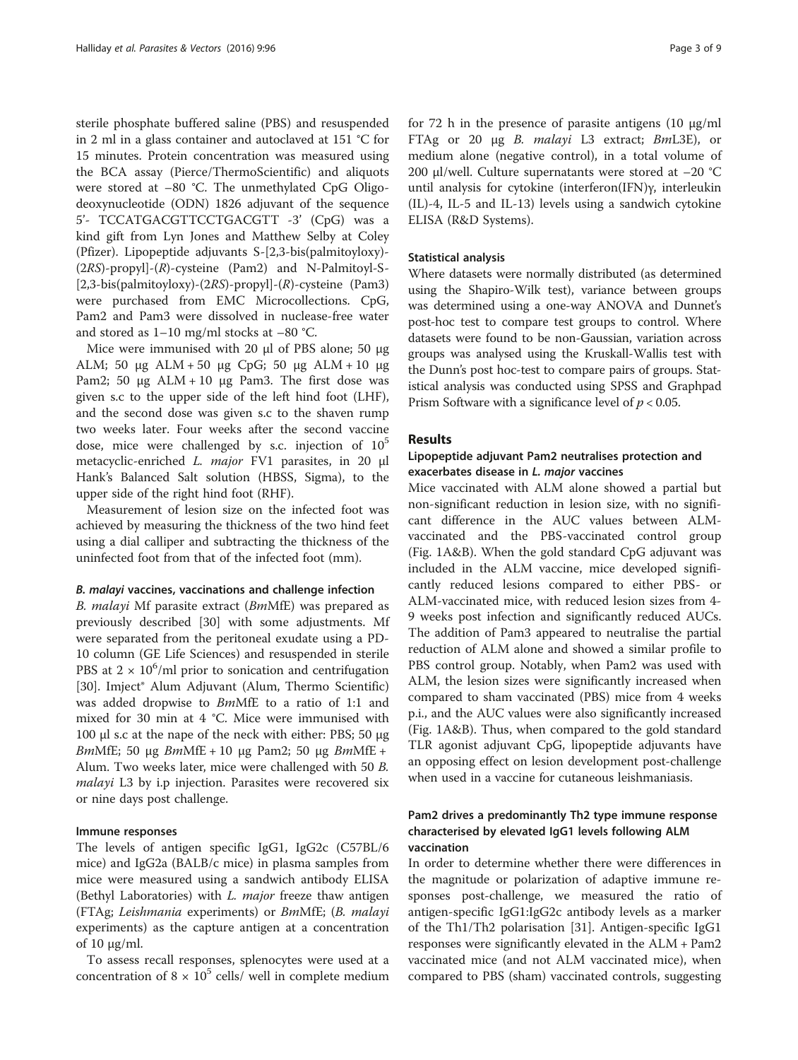sterile phosphate buffered saline (PBS) and resuspended in 2 ml in a glass container and autoclaved at 151 °C for 15 minutes. Protein concentration was measured using the BCA assay (Pierce/ThermoScientific) and aliquots were stored at −80 °C. The unmethylated CpG Oligodeoxynucleotide (ODN) 1826 adjuvant of the sequence 5'- TCCATGACGTTCCTGACGTT -3' (CpG) was a kind gift from Lyn Jones and Matthew Selby at Coley (Pfizer). Lipopeptide adjuvants S-[2,3-bis(palmitoyloxy)-(2*RS*)-propyl]-(*R*)-cysteine (Pam2) and N-Palmitoyl-S-[2,3-bis(palmitoyloxy)-(2*RS*)-propyl]-(*R*)-cysteine (Pam3) were purchased from EMC Microcollections. CpG, Pam2 and Pam3 were dissolved in nuclease-free water and stored as 1–10 mg/ml stocks at −80 °C.

Mice were immunised with 20 μl of PBS alone; 50 μg ALM; 50 μg ALM + 50 μg CpG; 50 μg ALM + 10 μg Pam2; 50 μg ALM + 10 μg Pam3. The first dose was given s.c to the upper side of the left hind foot (LHF), and the second dose was given s.c to the shaven rump two weeks later. Four weeks after the second vaccine dose, mice were challenged by s.c. injection of $10^5$ metacyclic-enriched *L. major* FV1 parasites, in 20 μl Hank's Balanced Salt solution (HBSS, Sigma), to the upper side of the right hind foot (RHF).

Measurement of lesion size on the infected foot was achieved by measuring the thickness of the two hind feet using a dial calliper and subtracting the thickness of the uninfected foot from that of the infected foot (mm).

#### *B. malayi* vaccines, vaccinations and challenge infection

*B. malayi* Mf parasite extract (*Bm*MfE) was prepared as previously described [30] with some adjustments. Mf were separated from the peritoneal exudate using a PD-10 column (GE Life Sciences) and resuspended in sterile PBS at $2 \times 10^6$/ml prior to sonication and centrifugation [30]. Imject® Alum Adjuvant (Alum, Thermo Scientific) was added dropwise to *Bm*MfE to a ratio of 1:1 and mixed for 30 min at 4 °C. Mice were immunised with 100 μl s.c at the nape of the neck with either: PBS; 50 μg *Bm*MfE; 50 μg *Bm*MfE + 10 μg Pam2; 50 μg *Bm*MfE + Alum. Two weeks later, mice were challenged with 50 *B. malayi* L3 by i.p injection. Parasites were recovered six or nine days post challenge.

#### Immune responses

The levels of antigen specific IgG1, IgG2c (C57BL/6 mice) and IgG2a (BALB/c mice) in plasma samples from mice were measured using a sandwich antibody ELISA (Bethyl Laboratories) with *L. major* freeze thaw antigen (FTAg; *Leishmania* experiments) or *Bm*MfE; (*B. malayi* experiments) as the capture antigen at a concentration of 10 μg/ml.

To assess recall responses, splenocytes were used at a concentration of $8 \times 10^5$ cells/ well in complete medium for 72 h in the presence of parasite antigens (10 μg/ml FTAg or 20 μg *B. malayi* L3 extract; *Bm*L3E), or medium alone (negative control), in a total volume of 200 μl/well. Culture supernatants were stored at −20 °C until analysis for cytokine (interferon(IFN)γ, interleukin (IL)-4, IL-5 and IL-13) levels using a sandwich cytokine ELISA (R&D Systems).

#### Statistical analysis

Where datasets were normally distributed (as determined using the Shapiro-Wilk test), variance between groups was determined using a one-way ANOVA and Dunnet's post-hoc test to compare test groups to control. Where datasets were found to be non-Gaussian, variation across groups was analysed using the Kruskall-Wallis test with the Dunn's post hoc-test to compare pairs of groups. Statistical analysis was conducted using SPSS and Graphpad Prism Software with a significance level of $p < 0.05$.

## Results

### Lipopeptide adjuvant Pam2 neutralises protection and exacerbates disease in *L. major* vaccines

Mice vaccinated with ALM alone showed a partial but non-significant reduction in lesion size, with no significant difference in the AUC values between ALM-vaccinated and the PBS-vaccinated control group (Fig. 1A&B). When the gold standard CpG adjuvant was included in the ALM vaccine, mice developed significantly reduced lesions compared to either PBS- or ALM-vaccinated mice, with reduced lesion sizes from 4-9 weeks post infection and significantly reduced AUCs. The addition of Pam3 appeared to neutralise the partial reduction of ALM alone and showed a similar profile to PBS control group. Notably, when Pam2 was used with ALM, the lesion sizes were significantly increased when compared to sham vaccinated (PBS) mice from 4 weeks p.i., and the AUC values were also significantly increased (Fig. 1A&B). Thus, when compared to the gold standard TLR agonist adjuvant CpG, lipopeptide adjuvants have an opposing effect on lesion development post-challenge when used in a vaccine for cutaneous leishmaniasis.

### Pam2 drives a predominantly Th2 type immune response characterised by elevated IgG1 levels following ALM vaccination

In order to determine whether there were differences in the magnitude or polarization of adaptive immune responses post-challenge, we measured the ratio of antigen-specific IgG1:IgG2c antibody levels as a marker of the Th1/Th2 polarisation [31]. Antigen-specific IgG1 responses were significantly elevated in the ALM + Pam2 vaccinated mice (and not ALM vaccinated mice), when compared to PBS (sham) vaccinated controls, suggesting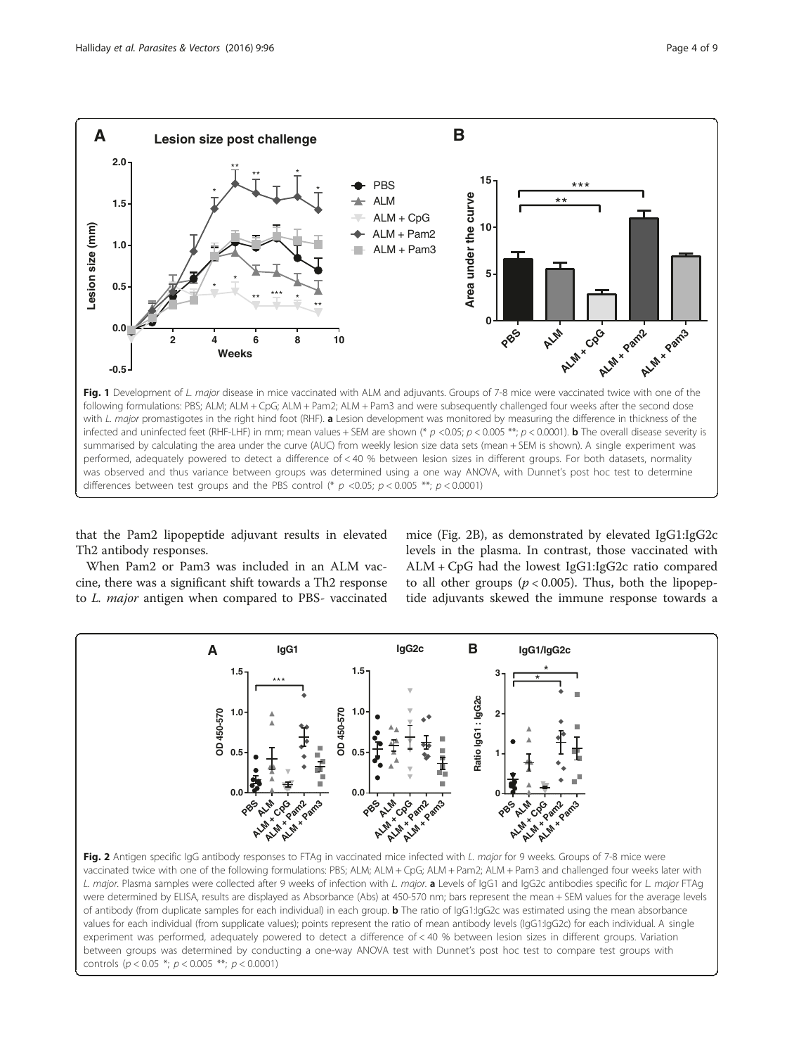**Fig. 1** Development of *L. major* disease in mice vaccinated with ALM and adjuvants. Groups of 7-8 mice were vaccinated twice with one of the following formulations: PBS; ALM; ALM + CpG; ALM + Pam2; ALM + Pam3 and were subsequently challenged four weeks after the second dose with *L. major* promastigotes in the right hind foot (RHF). **a** Lesion development was monitored by measuring the difference in thickness of the infected and uninfected feet (RHF-LHF) in mm; mean values + SEM are shown (* $p$ <0.05; $p$ < 0.005 **; $p$ < 0.0001). **b** The overall disease severity is summarised by calculating the area under the curve (AUC) from weekly lesion size data sets (mean + SEM is shown). A single experiment was performed, adequately powered to detect a difference of < 40 % between lesion sizes in different groups. For both datasets, normality was observed and thus variance between groups was determined using a one way ANOVA, with Dunnet's post hoc test to determine differences between test groups and the PBS control (* $p$ <0.05; $p$ < 0.005 **; $p$ < 0.0001)

that the Pam2 lipopeptide adjuvant results in elevated Th2 antibody responses.

When Pam2 or Pam3 was included in an ALM vaccine, there was a significant shift towards a Th2 response to *L. major* antigen when compared to PBS- vaccinated mice (Fig. 2B), as demonstrated by elevated IgG1:IgG2c levels in the plasma. In contrast, those vaccinated with ALM + CpG had the lowest IgG1:IgG2c ratio compared to all other groups ($p$ < 0.005). Thus, both the lipopeptide adjuvants skewed the immune response towards a

**Fig. 2** Antigen specific IgG antibody responses to FTAg in vaccinated mice infected with *L. major* for 9 weeks. Groups of 7-8 mice were vaccinated twice with one of the following formulations: PBS; ALM; ALM + CpG; ALM + Pam2; ALM + Pam3 and challenged four weeks later with *L. major*. Plasma samples were collected after 9 weeks of infection with *L. major*. **a** Levels of IgG1 and IgG2c antibodies specific for *L. major* FTAg were determined by ELISA, results are displayed as Absorbance (Abs) at 450-570 nm; bars represent the mean + SEM values for the average levels of antibody (from duplicate samples for each individual) in each group. **b** The ratio of IgG1:IgG2c was estimated using the mean absorbance values for each individual (from supplicate values); points represent the ratio of mean antibody levels (IgG1:IgG2c) for each individual. A single experiment was performed, adequately powered to detect a difference of < 40 % between lesion sizes in different groups. Variation between groups was determined by conducting a one-way ANOVA test with Dunnet's post hoc test to compare test groups with controls ($p$ < 0.05 *; $p$ < 0.005 **; $p$ < 0.0001)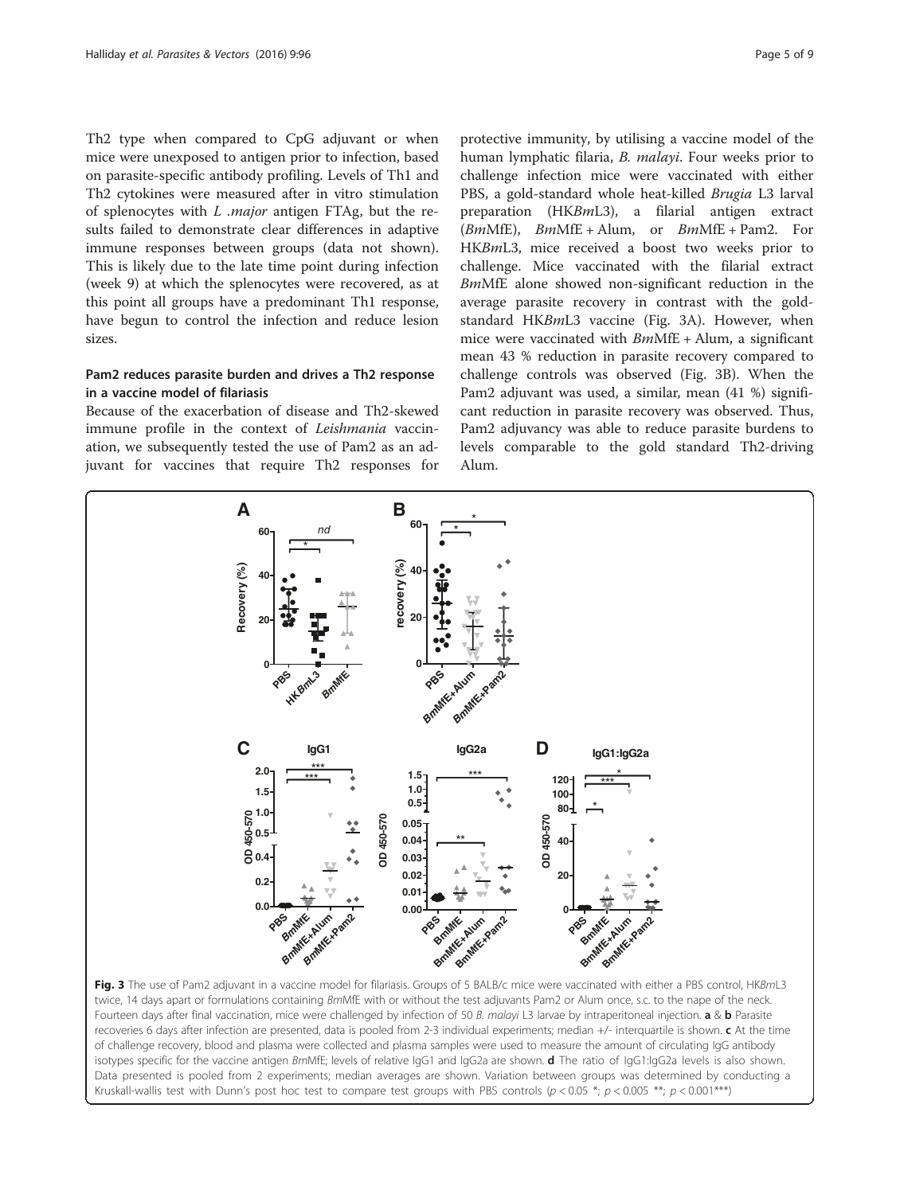Th2 type when compared to CpG adjuvant or when mice were unexposed to antigen prior to infection, based on parasite-specific antibody profiling. Levels of Th1 and Th2 cytokines were measured after in vitro stimulation of splenocytes with *L .major* antigen FTAg, but the results failed to demonstrate clear differences in adaptive immune responses between groups (data not shown). This is likely due to the late time point during infection (week 9) at which the splenocytes were recovered, as at this point all groups have a predominant Th1 response, have begun to control the infection and reduce lesion sizes.

### Pam2 reduces parasite burden and drives a Th2 response in a vaccine model of filariasis

Because of the exacerbation of disease and Th2-skewed immune profile in the context of *Leishmania* vaccination, we subsequently tested the use of Pam2 as an adjuvant for vaccines that require Th2 responses for protective immunity, by utilising a vaccine model of the human lymphatic filaria, *B. malayi*. Four weeks prior to challenge infection mice were vaccinated with either PBS, a gold-standard whole heat-killed *Brugia* L3 larval preparation (HK*Bm*L3), a filarial antigen extract (*Bm*MfE), *Bm*MfE + Alum, or *Bm*MfE + Pam2. For HK*Bm*L3, mice received a boost two weeks prior to challenge. Mice vaccinated with the filarial extract *Bm*MfE alone showed non-significant reduction in the average parasite recovery in contrast with the gold-standard HK*Bm*L3 vaccine (Fig. 3A). However, when mice were vaccinated with *Bm*MfE + Alum, a significant mean 43 % reduction in parasite recovery compared to challenge controls was observed (Fig. 3B). When the Pam2 adjuvant was used, a similar, mean (41 %) significant reduction in parasite recovery was observed. Thus, Pam2 adjuvancy was able to reduce parasite burdens to levels comparable to the gold standard Th2-driving Alum.

**Fig. 3** The use of Pam2 adjuvant in a vaccine model for filariasis. Groups of 5 BALB/c mice were vaccinated with either a PBS control, HK*Bm*L3 twice, 14 days apart or formulations containing *Bm*MfE with or without the test adjuvants Pam2 or Alum once, s.c. to the nape of the neck. Fourteen days after final vaccination, mice were challenged by infection of 50 *B. malayi* L3 larvae by intraperitoneal injection. **a** & **b** Parasite recoveries 6 days after infection are presented, data is pooled from 2-3 individual experiments; median +/- interquartile is shown. **c** At the time of challenge recovery, blood and plasma were collected and plasma samples were used to measure the amount of circulating IgG antibody isotypes specific for the vaccine antigen *Bm*MfE; levels of relative IgG1 and IgG2a are shown. **d** The ratio of IgG1:IgG2a levels is also shown. Data presented is pooled from 2 experiments; median averages are shown. Variation between groups was determined by conducting a Kruskall-wallis test with Dunn's post hoc test to compare test groups with PBS controls ($p < 0.05$ *; $p < 0.005$ **; $p < 0.001$***)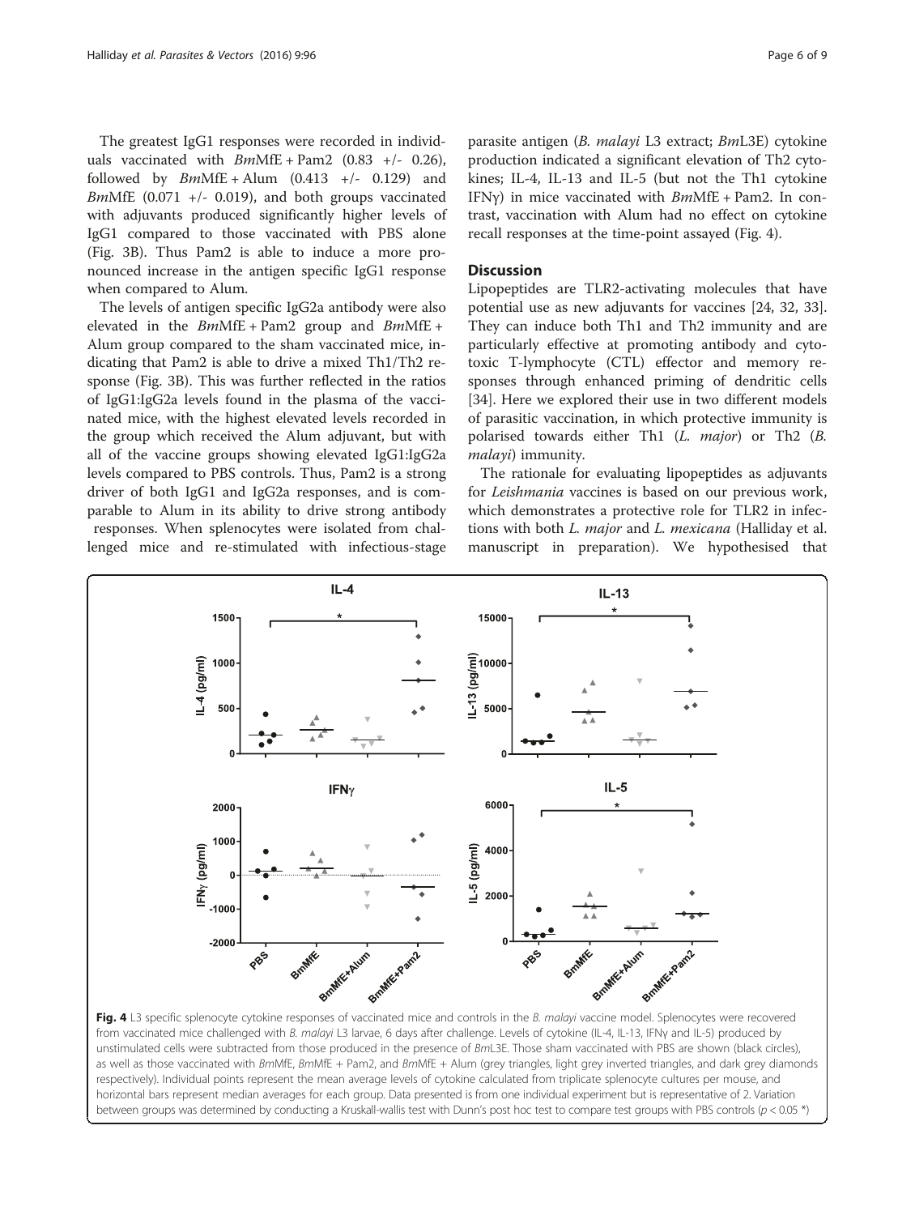The greatest IgG1 responses were recorded in individuals vaccinated with *Bm*MfE + Pam2 (0.83 +/- 0.26), followed by *Bm*MfE + Alum (0.413 +/- 0.129) and *Bm*MfE (0.071 +/- 0.019), and both groups vaccinated with adjuvants produced significantly higher levels of IgG1 compared to those vaccinated with PBS alone (Fig. 3B). Thus Pam2 is able to induce a more pronounced increase in the antigen specific IgG1 response when compared to Alum.

The levels of antigen specific IgG2a antibody were also elevated in the *Bm*MfE + Pam2 group and *Bm*MfE + Alum group compared to the sham vaccinated mice, indicating that Pam2 is able to drive a mixed Th1/Th2 response (Fig. 3B). This was further reflected in the ratios of IgG1:IgG2a levels found in the plasma of the vaccinated mice, with the highest elevated levels recorded in the group which received the Alum adjuvant, but with all of the vaccine groups showing elevated IgG1:IgG2a levels compared to PBS controls. Thus, Pam2 is a strong driver of both IgG1 and IgG2a responses, and is comparable to Alum in its ability to drive strong antibody responses. When splenocytes were isolated from challenged mice and re-stimulated with infectious-stage parasite antigen (*B. malayi* L3 extract; *Bm*L3E) cytokine production indicated a significant elevation of Th2 cytokines; IL-4, IL-13 and IL-5 (but not the Th1 cytokine IFNγ) in mice vaccinated with *Bm*MfE + Pam2. In contrast, vaccination with Alum had no effect on cytokine recall responses at the time-point assayed (Fig. 4).

## Discussion

Lipopeptides are TLR2-activating molecules that have potential use as new adjuvants for vaccines [24, 32, 33]. They can induce both Th1 and Th2 immunity and are particularly effective at promoting antibody and cytotoxic T-lymphocyte (CTL) effector and memory responses through enhanced priming of dendritic cells [34]. Here we explored their use in two different models of parasitic vaccination, in which protective immunity is polarised towards either Th1 (*L. major*) or Th2 (*B. malayi*) immunity.

The rationale for evaluating lipopeptides as adjuvants for *Leishmania* vaccines is based on our previous work, which demonstrates a protective role for TLR2 in infections with both *L. major* and *L. mexicana* (Halliday et al. manuscript in preparation). We hypothesised that

**Fig. 4** L3 specific splenocyte cytokine responses of vaccinated mice and controls in the *B. malayi* vaccine model. Splenocytes were recovered from vaccinated mice challenged with *B. malayi* L3 larvae, 6 days after challenge. Levels of cytokine (IL-4, IL-13, IFNγ and IL-5) produced by unstimulated cells were subtracted from those produced in the presence of *Bm*L3E. Those sham vaccinated with PBS are shown (black circles), as well as those vaccinated with *Bm*MfE, *Bm*MfE + Pam2, and *Bm*MfE + Alum (grey triangles, light grey inverted triangles, and dark grey diamonds respectively). Individual points represent the mean average levels of cytokine calculated from triplicate splenocyte cultures per mouse, and horizontal bars represent median averages for each group. Data presented is from one individual experiment but is representative of 2. Variation between groups was determined by conducting a Kruskall-wallis test with Dunn's post hoc test to compare test groups with PBS controls ($p < 0.05$ *)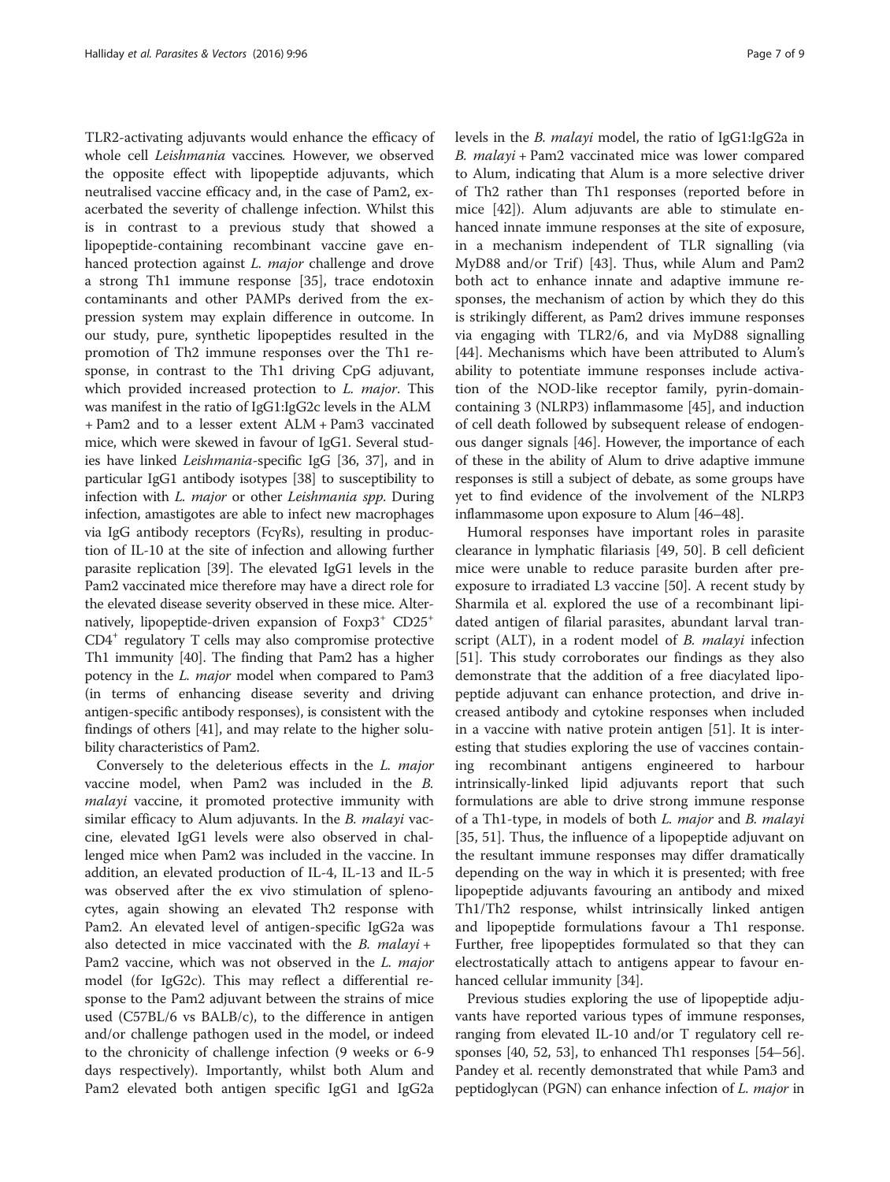TLR2-activating adjuvants would enhance the efficacy of whole cell *Leishmania* vaccines*.* However, we observed the opposite effect with lipopeptide adjuvants, which neutralised vaccine efficacy and, in the case of Pam2, exacerbated the severity of challenge infection. Whilst this is in contrast to a previous study that showed a lipopeptide-containing recombinant vaccine gave enhanced protection against *L. major* challenge and drove a strong Th1 immune response [35], trace endotoxin contaminants and other PAMPs derived from the expression system may explain difference in outcome. In our study, pure, synthetic lipopeptides resulted in the promotion of Th2 immune responses over the Th1 response, in contrast to the Th1 driving CpG adjuvant, which provided increased protection to *L. major*. This was manifest in the ratio of IgG1:IgG2c levels in the ALM + Pam2 and to a lesser extent ALM + Pam3 vaccinated mice, which were skewed in favour of IgG1. Several studies have linked *Leishmania*-specific IgG [36, 37], and in particular IgG1 antibody isotypes [38] to susceptibility to infection with *L. major* or other *Leishmania spp*. During infection, amastigotes are able to infect new macrophages via IgG antibody receptors (FcγRs), resulting in production of IL-10 at the site of infection and allowing further parasite replication [39]. The elevated IgG1 levels in the Pam2 vaccinated mice therefore may have a direct role for the elevated disease severity observed in these mice. Alternatively, lipopeptide-driven expansion of $Foxp3^+$ $CD25^+$ $CD4^+$ regulatory T cells may also compromise protective Th1 immunity [40]. The finding that Pam2 has a higher potency in the *L. major* model when compared to Pam3 (in terms of enhancing disease severity and driving antigen-specific antibody responses), is consistent with the findings of others [41], and may relate to the higher solubility characteristics of Pam2.

Conversely to the deleterious effects in the *L. major* vaccine model, when Pam2 was included in the *B. malayi* vaccine, it promoted protective immunity with similar efficacy to Alum adjuvants. In the *B. malayi* vaccine, elevated IgG1 levels were also observed in challenged mice when Pam2 was included in the vaccine. In addition, an elevated production of IL-4, IL-13 and IL-5 was observed after the ex vivo stimulation of splenocytes, again showing an elevated Th2 response with Pam2. An elevated level of antigen-specific IgG2a was also detected in mice vaccinated with the *B. malayi* + Pam2 vaccine, which was not observed in the *L. major* model (for IgG2c). This may reflect a differential response to the Pam2 adjuvant between the strains of mice used (C57BL/6 vs BALB/c), to the difference in antigen and/or challenge pathogen used in the model, or indeed to the chronicity of challenge infection (9 weeks or 6-9 days respectively). Importantly, whilst both Alum and Pam2 elevated both antigen specific IgG1 and IgG2a levels in the *B. malayi* model, the ratio of IgG1:IgG2a in *B. malayi* + Pam2 vaccinated mice was lower compared to Alum, indicating that Alum is a more selective driver of Th2 rather than Th1 responses (reported before in mice [42]). Alum adjuvants are able to stimulate enhanced innate immune responses at the site of exposure, in a mechanism independent of TLR signalling (via MyD88 and/or Trif) [43]. Thus, while Alum and Pam2 both act to enhance innate and adaptive immune responses, the mechanism of action by which they do this is strikingly different, as Pam2 drives immune responses via engaging with TLR2/6, and via MyD88 signalling [44]. Mechanisms which have been attributed to Alum's ability to potentiate immune responses include activation of the NOD-like receptor family, pyrin-domain-containing 3 (NLRP3) inflammasome [45], and induction of cell death followed by subsequent release of endogenous danger signals [46]. However, the importance of each of these in the ability of Alum to drive adaptive immune responses is still a subject of debate, as some groups have yet to find evidence of the involvement of the NLRP3 inflammasome upon exposure to Alum [46–48].

Humoral responses have important roles in parasite clearance in lymphatic filariasis [49, 50]. B cell deficient mice were unable to reduce parasite burden after pre-exposure to irradiated L3 vaccine [50]. A recent study by Sharmila et al. explored the use of a recombinant lipidated antigen of filarial parasites, abundant larval transcript (ALT), in a rodent model of *B. malayi* infection [51]. This study corroborates our findings as they also demonstrate that the addition of a free diacylated lipopeptide adjuvant can enhance protection, and drive increased antibody and cytokine responses when included in a vaccine with native protein antigen [51]. It is interesting that studies exploring the use of vaccines containing recombinant antigens engineered to harbour intrinsically-linked lipid adjuvants report that such formulations are able to drive strong immune response of a Th1-type, in models of both *L. major* and *B. malayi* [35, 51]. Thus, the influence of a lipopeptide adjuvant on the resultant immune responses may differ dramatically depending on the way in which it is presented; with free lipopeptide adjuvants favouring an antibody and mixed Th1/Th2 response, whilst intrinsically linked antigen and lipopeptide formulations favour a Th1 response. Further, free lipopeptides formulated so that they can electrostatically attach to antigens appear to favour enhanced cellular immunity [34].

Previous studies exploring the use of lipopeptide adjuvants have reported various types of immune responses, ranging from elevated IL-10 and/or T regulatory cell responses [40, 52, 53], to enhanced Th1 responses [54–56]. Pandey et al. recently demonstrated that while Pam3 and peptidoglycan (PGN) can enhance infection of *L. major* in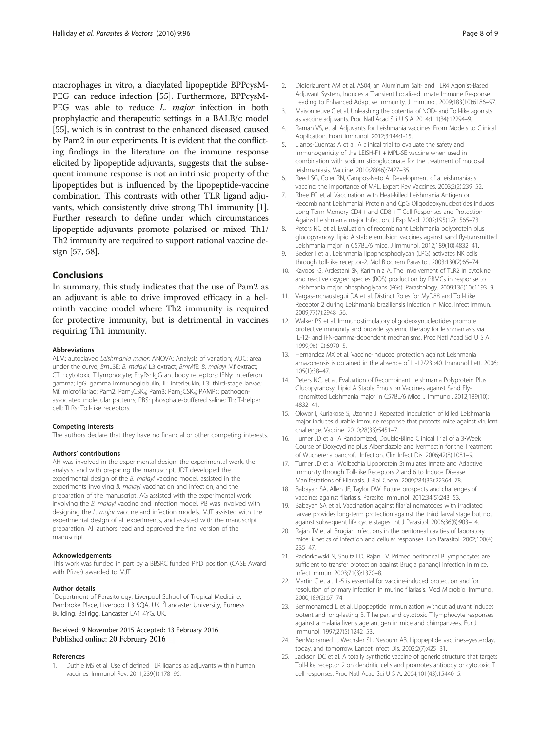macrophages in vitro, a diacylated lipopeptide BPPcysM-PEG can reduce infection [55]. Furthermore, BPPcysM-PEG was able to reduce *L. major* infection in both prophylactic and therapeutic settings in a BALB/c model [55], which is in contrast to the enhanced diseased caused by Pam2 in our experiments. It is evident that the conflicting findings in the literature on the immune response elicited by lipopeptide adjuvants, suggests that the subsequent immune response is not an intrinsic property of the lipopeptides but is influenced by the lipopeptide-vaccine combination. This contrasts with other TLR ligand adjuvants, which consistently drive strong Th1 immunity [1]. Further research to define under which circumstances lipopeptide adjuvants promote polarised or mixed Th1/Th2 immunity are required to support rational vaccine design [57, 58].

## Conclusions

In summary, this study indicates that the use of Pam2 as an adjuvant is able to drive improved efficacy in a helminth vaccine model where Th2 immunity is required for protective immunity, but is detrimental in vaccines requiring Th1 immunity.

#### Abbreviations

ALM: autoclaved *Leishmania major*; ANOVA: Analysis of variation; AUC: area under the curve; *Bm*L3E: *B. malayi* L3 extract; *Bm*MfE: *B. malayi* Mf extract; CTL: cytotoxic T lymphocyte; FcγRs: IgG antibody receptors; IFNγ: interferon gamma; IgG: gamma immunoglobulin; IL: interleukin; L3: third-stage larvae; Mf: microfilariae; Pam2: $Pam_2CSK_4$; Pam3: $Pam_3CSK_4$; PAMPs: pathogen-associated molecular patterns; PBS: phosphate-buffered saline; Th: T-helper cell; TLRs: Toll-like receptors.

#### Competing interests

The authors declare that they have no financial or other competing interests.

#### Authors' contributions

AH was involved in the experimental design, the experimental work, the analysis, and with preparing the manuscript. JDT developed the experimental design of the *B. malayi* vaccine model, assisted in the experiments involving *B. malayi* vaccination and infection, and the preparation of the manuscript. AG assisted with the experimental work involving the *B. malayi* vaccine and infection model. PB was involved with designing the *L. major* vaccine and infection models. MJT assisted with the experimental design of all experiments, and assisted with the manuscript preparation. All authors read and approved the final version of the manuscript.

#### Acknowledgements

This work was funded in part by a BBSRC funded PhD position (CASE Award with Pfizer) awarded to MJT.

#### Author details

[1]Department of Parasitology, Liverpool School of Tropical Medicine, Pembroke Place, Liverpool L3 5QA, UK. [2]Lancaster University, Furness Building, Bailrigg, Lancaster LA1 4YG, UK.

Received: 9 November 2015 Accepted: 13 February 2016
Published online: 20 February 2016

#### References

1. Duthie MS et al. Use of defined TLR ligands as adjuvants within human vaccines. Immunol Rev. 2011;239(1):178–96.
2. Didierlaurent AM et al. AS04, an Aluminum Salt- and TLR4 Agonist-Based Adjuvant System, Induces a Transient Localized Innate Immune Response Leading to Enhanced Adaptive Immunity. J Immunol. 2009;183(10):6186–97.
3. Maisonneuve C et al. Unleashing the potential of NOD- and Toll-like agonists as vaccine adjuvants. Proc Natl Acad Sci U S A. 2014;111(34):12294–9.
4. Raman VS, et al. Adjuvants for Leishmania vaccines: From Models to Clinical Application. Front Immunol. 2012;3:144:1-15.
5. Llanos-Cuentas A et al. A clinical trial to evaluate the safety and immunogenicity of the LEISH-F1 + MPL-SE vaccine when used in combination with sodium stibogluconate for the treatment of mucosal leishmaniasis. Vaccine. 2010;28(46):7427–35.
6. Reed SG, Coler RN, Campos-Neto A. Development of a leishmaniasis vaccine: the importance of MPL. Expert Rev Vaccines. 2003;2(2):239–52.
7. Rhee EG et al. Vaccination with Heat-killed Leishmania Antigen or Recombinant Leishmanial Protein and CpG Oligodeoxynucleotides Induces Long-Term Memory CD4 + and CD8 + T Cell Responses and Protection Against Leishmania major Infection. J Exp Med. 2002;195(12):1565–73.
8. Peters NC et al. Evaluation of recombinant Leishmania polyprotein plus glucopyranosyl lipid A stable emulsion vaccines against sand fly-transmitted Leishmania major in C57BL/6 mice. J Immunol. 2012;189(10):4832–41.
9. Becker I et al. Leishmania lipophosphoglycan (LPG) activates NK cells through toll-like receptor-2. Mol Biochem Parasitol. 2003;130(2):65–74.
10. Kavoosi G, Ardestani SK, Kariminia A. The involvement of TLR2 in cytokine and reactive oxygen species (ROS) production by PBMCs in response to Leishmania major phosphoglycans (PGs). Parasitology. 2009;136(10):1193–9.
11. Vargas-Inchaustegui DA et al. Distinct Roles for MyD88 and Toll-Like Receptor 2 during Leishmania braziliensis Infection in Mice. Infect Immun. 2009;77(7):2948–56.
12. Walker PS et al. Immunostimulatory oligodeoxynucleotides promote protective immunity and provide systemic therapy for leishmaniasis via IL-12- and IFN-gamma-dependent mechanisms. Proc Natl Acad Sci U S A. 1999;96(12):6970–5.
13. Hernández MX et al. Vaccine-induced protection against Leishmania amazonensis is obtained in the absence of IL-12/23p40. Immunol Lett. 2006; 105(1):38–47.
14. Peters NC, et al. Evaluation of Recombinant Leishmania Polyprotein Plus Glucopyranosyl Lipid A Stable Emulsion Vaccines against Sand Fly-Transmitted Leishmania major in C57BL/6 Mice. J Immunol. 2012;189(10): 4832–41.
15. Okwor I, Kuriakose S, Uzonna J. Repeated inoculation of killed Leishmania major induces durable immune response that protects mice against virulent challenge. Vaccine. 2010;28(33):5451–7.
16. Turner JD et al. A Randomized, Double-Blind Clinical Trial of a 3-Week Course of Doxycycline plus Albendazole and Ivermectin for the Treatment of Wuchereria bancrofti Infection. Clin Infect Dis. 2006;42(8):1081–9.
17. Turner JD et al. Wolbachia Lipoprotein Stimulates Innate and Adaptive Immunity through Toll-like Receptors 2 and 6 to Induce Disease Manifestations of Filariasis. J Biol Chem. 2009;284(33):22364–78.
18. Babayan SA, Allen JE, Taylor DW. Future prospects and challenges of vaccines against filariasis. Parasite Immunol. 2012;34(5):243–53.
19. Babayan SA et al. Vaccination against filarial nematodes with irradiated larvae provides long-term protection against the third larval stage but not against subsequent life cycle stages. Int J Parasitol. 2006;36(8):903–14.
20. Rajan TV et al. Brugian infections in the peritoneal cavities of laboratory mice: kinetics of infection and cellular responses. Exp Parasitol. 2002;100(4): 235–47.
21. Paciorkowski N, Shultz LD, Rajan TV. Primed peritoneal B lymphocytes are sufficient to transfer protection against Brugia pahangi infection in mice. Infect Immun. 2003;71(3):1370–8.
22. Martin C et al. IL-5 is essential for vaccine-induced protection and for resolution of primary infection in murine filariasis. Med Microbiol Immunol. 2000;189(2):67–74.
23. Benmohamed L et al. Lipopeptide immunization without adjuvant induces potent and long-lasting B, T helper, and cytotoxic T lymphocyte responses against a malaria liver stage antigen in mice and chimpanzees. Eur J Immunol. 1997;27(5):1242–53.
24. BenMohamed L, Wechsler SL, Nesburn AB. Lipopeptide vaccines–yesterday, today, and tomorrow. Lancet Infect Dis. 2002;2(7):425–31.
25. Jackson DC et al. A totally synthetic vaccine of generic structure that targets Toll-like receptor 2 on dendritic cells and promotes antibody or cytotoxic T cell responses. Proc Natl Acad Sci U S A. 2004;101(43):15440–5.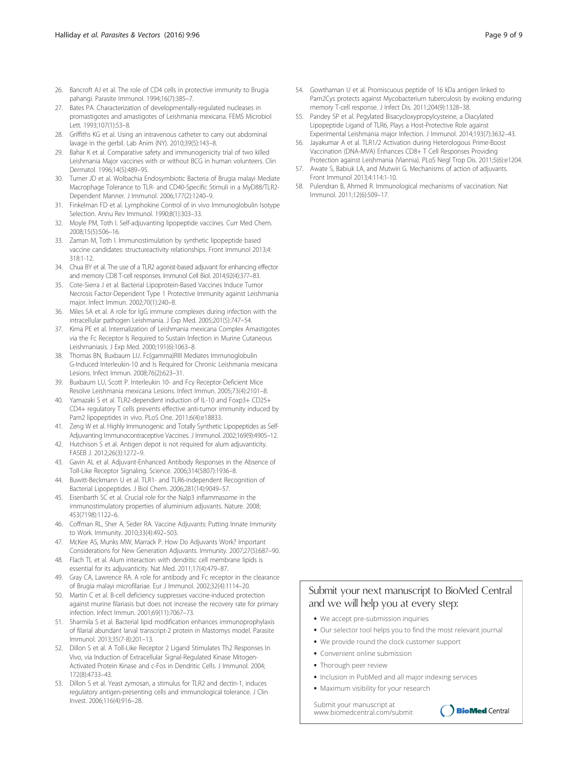26. Bancroft AJ et al. The role of CD4 cells in protective immunity to Brugia pahangi. Parasite Immunol. 1994;16(7):385–7.
27. Bates PA. Characterization of developmentally-regulated nucleases in promastigotes and amastigotes of Leishmania mexicana. FEMS Microbiol Lett. 1993;107(1):53–8.
28. Griffiths KG et al. Using an intravenous catheter to carry out abdominal lavage in the gerbil. Lab Anim (NY). 2010;39(5):143–8.
29. Bahar K et al. Comparative safety and immunogenicity trial of two killed Leishmania Major vaccines with or without BCG in human volunteers. Clin Dermatol. 1996;14(5):489–95.
30. Turner JD et al. Wolbachia Endosymbiotic Bacteria of Brugia malayi Mediate Macrophage Tolerance to TLR- and CD40-Specific Stimuli in a MyD88/TLR2-Dependent Manner. J Immunol. 2006;177(2):1240–9.
31. Finkelman FD et al. Lymphokine Control of in vivo Immunoglobulin Isotype Selection. Annu Rev Immunol. 1990;8(1):303–33.
32. Moyle PM, Toth I. Self-adjuvanting lipopeptide vaccines. Curr Med Chem. 2008;15(5):506–16.
33. Zaman M, Toth I. Immunostimulation by synthetic lipopeptide based vaccine candidates: structureactivity relationships. Front Immunol 2013;4: 318:1-12.
34. Chua BY et al. The use of a TLR2 agonist-based adjuvant for enhancing effector and memory CD8 T-cell responses. Immunol Cell Biol. 2014;92(4):377–83.
35. Cote-Sierra J et al. Bacterial Lipoprotein-Based Vaccines Induce Tumor Necrosis Factor-Dependent Type 1 Protective Immunity against Leishmania major. Infect Immun. 2002;70(1):240–8.
36. Miles SA et al. A role for IgG immune complexes during infection with the intracellular pathogen Leishmania. J Exp Med. 2005;201(5):747–54.
37. Kima PE et al. Internalization of Leishmania mexicana Complex Amastigotes via the Fc Receptor Is Required to Sustain Infection in Murine Cutaneous Leishmaniasis. J Exp Med. 2000;191(6):1063–8.
38. Thomas BN, Buxbaum LU. Fc(gamma)RIII Mediates Immunoglobulin G-Induced Interleukin-10 and Is Required for Chronic Leishmania mexicana Lesions. Infect Immun. 2008;76(2):623–31.
39. Buxbaum LU, Scott P. Interleukin 10- and Fcγ Receptor-Deficient Mice Resolve Leishmania mexicana Lesions. Infect Immun. 2005;73(4):2101–8.
40. Yamazaki S et al. TLR2-dependent induction of IL-10 and Foxp3+ CD25+ CD4+ regulatory T cells prevents effective anti-tumor immunity induced by Pam2 lipopeptides in vivo. PLoS One. 2011;6(4):e18833.
41. Zeng W et al. Highly Immunogenic and Totally Synthetic Lipopeptides as Self-Adjuvanting Immunocontraceptive Vaccines. J Immunol. 2002;169(9):4905–12.
42. Hutchison S et al. Antigen depot is not required for alum adjuvanticity. FASEB J. 2012;26(3):1272–9.
43. Gavin AL et al. Adjuvant-Enhanced Antibody Responses in the Absence of Toll-Like Receptor Signaling. Science. 2006;314(5807):1936–8.
44. Buwitt-Beckmann U et al. TLR1- and TLR6-independent Recognition of Bacterial Lipopeptides. J Biol Chem. 2006;281(14):9049–57.
45. Eisenbarth SC et al. Crucial role for the Nalp3 inflammasome in the immunostimulatory properties of aluminium adjuvants. Nature. 2008; 453(7198):1122–6.
46. Coffman RL, Sher A, Seder RA. Vaccine Adjuvants: Putting Innate Immunity to Work. Immunity. 2010;33(4):492–503.
47. McKee AS, Munks MW, Marrack P. How Do Adjuvants Work? Important Considerations for New Generation Adjuvants. Immunity. 2007;27(5):687–90.
48. Flach TL et al. Alum interaction with dendritic cell membrane lipids is essential for its adjuvanticity. Nat Med. 2011;17(4):479–87.
49. Gray CA, Lawrence RA. A role for antibody and Fc receptor in the clearance of Brugia malayi microfilariae. Eur J Immunol. 2002;32(4):1114–20.
50. Martin C et al. B-cell deficiency suppresses vaccine-induced protection against murine filariasis but does not increase the recovery rate for primary infection. Infect Immun. 2001;69(11):7067–73.
51. Sharmila S et al. Bacterial lipid modification enhances immunoprophylaxis of filarial abundant larval transcript-2 protein in Mastomys model. Parasite Immunol. 2013;35(7-8):201–13.
52. Dillon S et al. A Toll-Like Receptor 2 Ligand Stimulates Th2 Responses In Vivo, via Induction of Extracellular Signal-Regulated Kinase Mitogen-Activated Protein Kinase and c-Fos in Dendritic Cells. J Immunol. 2004; 172(8):4733–43.
53. Dillon S et al. Yeast zymosan, a stimulus for TLR2 and dectin-1, induces regulatory antigen-presenting cells and immunological tolerance. J Clin Invest. 2006;116(4):916–28.
54. Gowthaman U et al. Promiscuous peptide of 16 kDa antigen linked to Pam2Cys protects against Mycobacterium tuberculosis by evoking enduring memory T-cell response. J Infect Dis. 2011;204(9):1328–38.
55. Pandey SP et al. Pegylated Bisacycloxypropylcysteine, a Diacylated Lipopeptide Ligand of TLR6, Plays a Host-Protective Role against Experimental Leishmania major Infection. J Immunol. 2014;193(7):3632–43.
56. Jayakumar A et al. TLR1/2 Activation during Heterologous Prime-Boost Vaccination (DNA-MVA) Enhances CD8+ T Cell Responses Providing Protection against Leishmania (Viannia). PLoS Negl Trop Dis. 2011;5(6):e1204.
57. Awate S, Babiuk LA, and Mutwiri G. Mechanisms of action of adjuvants. Front Immunol 2013;4:114:1-10.
58. Pulendran B, Ahmed R. Immunological mechanisms of vaccination. Nat Immunol. 2011;12(6):509–17.

Submit your next manuscript to BioMed Central and we will help you at every step:

- We accept pre-submission inquiries
- Our selector tool helps you to find the most relevant journal
- We provide round the clock customer support
- Convenient online submission
- Thorough peer review
- Inclusion in PubMed and all major indexing services
- Maximum visibility for your research

Submit your manuscript at www.biomedcentral.com/submit

BioMed Central